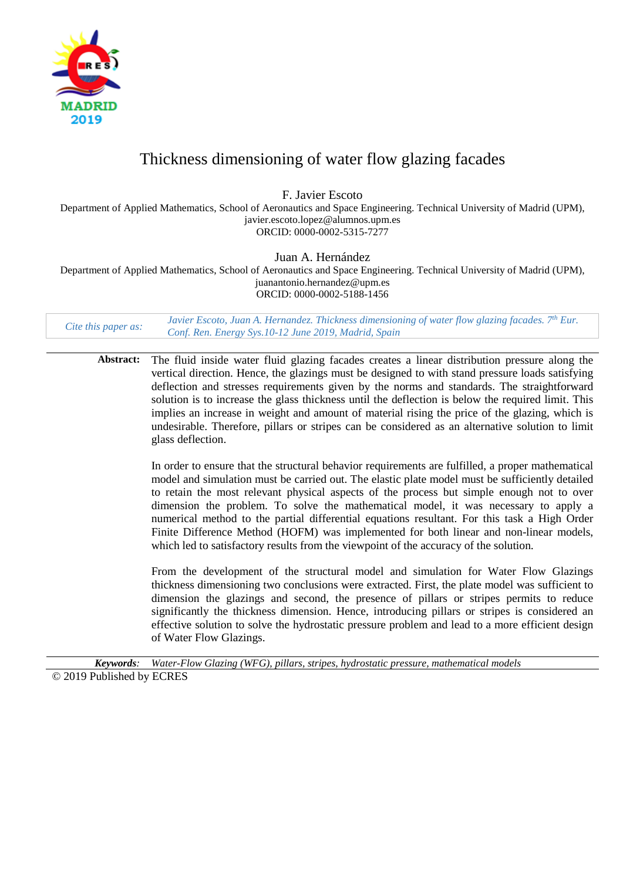# Thickness dimensioning of water flow glazing facades

F. Javier Escoto

Department of Applied Mathematics, School of Aeronautics and Space Engineering. Technical University of Madrid (UPM), javier.escoto.lopez@alumnos.upm.es
ORCID: 0000-0002-5315-7277

Juan A. Hernández

Department of Applied Mathematics, School of Aeronautics and Space Engineering. Technical University of Madrid (UPM), juanantonio.hernandez@upm.es
ORCID: 0000-0002-5188-1456

*Cite this paper as:* *Javier Escoto, Juan A. Hernandez. Thickness dimensioning of water flow glazing facades. 7th Eur. Conf. Ren. Energy Sys.10-12 June 2019, Madrid, Spain*

**Abstract:** The fluid inside water fluid glazing facades creates a linear distribution pressure along the vertical direction. Hence, the glazings must be designed to with stand pressure loads satisfying deflection and stresses requirements given by the norms and standards. The straightforward solution is to increase the glass thickness until the deflection is below the required limit. This implies an increase in weight and amount of material rising the price of the glazing, which is undesirable. Therefore, pillars or stripes can be considered as an alternative solution to limit glass deflection.

In order to ensure that the structural behavior requirements are fulfilled, a proper mathematical model and simulation must be carried out. The elastic plate model must be sufficiently detailed to retain the most relevant physical aspects of the process but simple enough not to over dimension the problem. To solve the mathematical model, it was necessary to apply a numerical method to the partial differential equations resultant. For this task a High Order Finite Difference Method (HOFM) was implemented for both linear and non-linear models, which led to satisfactory results from the viewpoint of the accuracy of the solution.

From the development of the structural model and simulation for Water Flow Glazings thickness dimensioning two conclusions were extracted. First, the plate model was sufficient to dimension the glazings and second, the presence of pillars or stripes permits to reduce significantly the thickness dimension. Hence, introducing pillars or stripes is considered an effective solution to solve the hydrostatic pressure problem and lead to a more efficient design of Water Flow Glazings.

***Keywords:*** *Water-Flow Glazing (WFG), pillars, stripes, hydrostatic pressure, mathematical models*

© 2019 Published by ECRES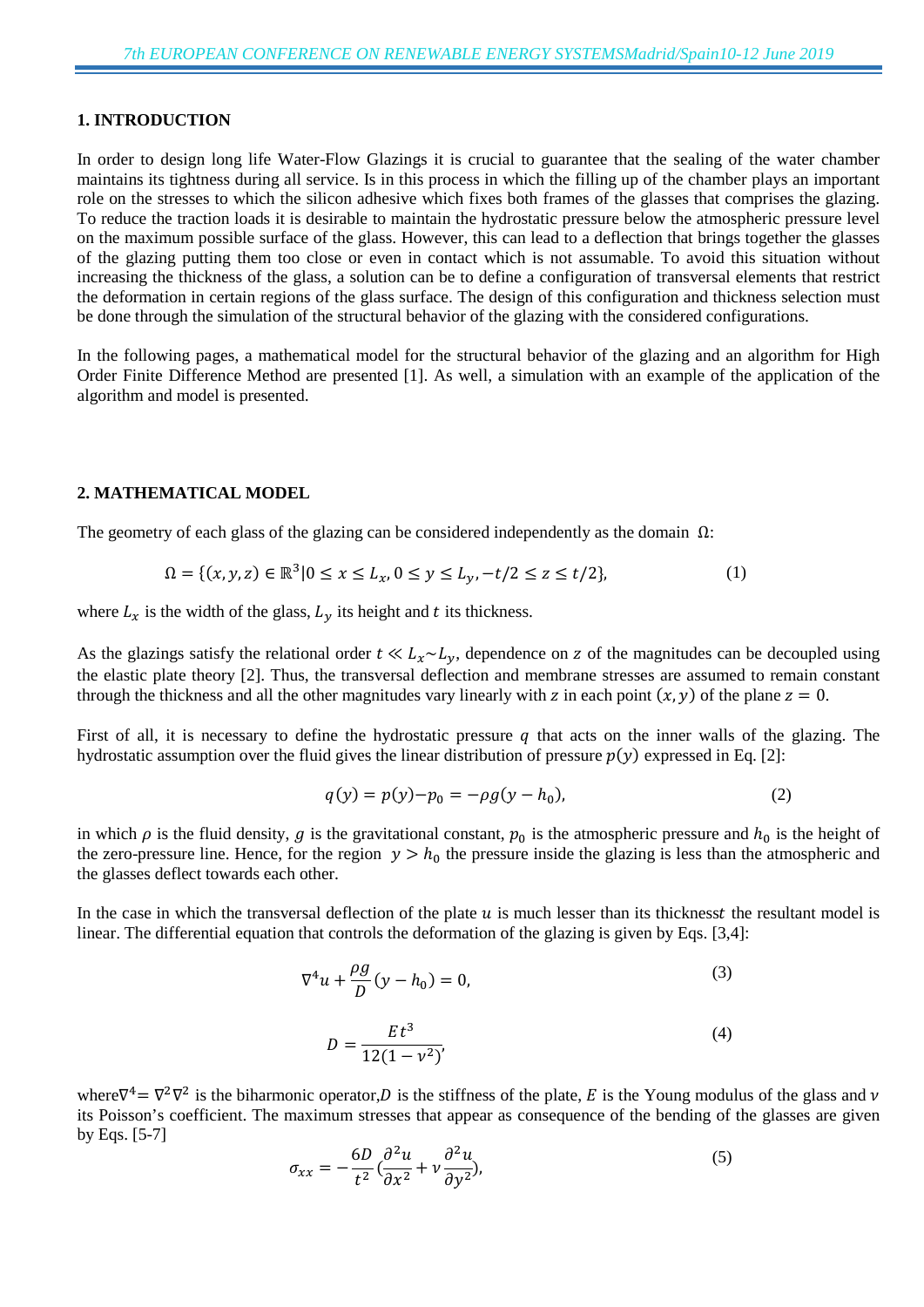## 1. INTRODUCTION

In order to design long life Water-Flow Glazings it is crucial to guarantee that the sealing of the water chamber maintains its tightness during all service. Is in this process in which the filling up of the chamber plays an important role on the stresses to which the silicon adhesive which fixes both frames of the glasses that comprises the glazing. To reduce the traction loads it is desirable to maintain the hydrostatic pressure below the atmospheric pressure level on the maximum possible surface of the glass. However, this can lead to a deflection that brings together the glasses of the glazing putting them too close or even in contact which is not assumable. To avoid this situation without increasing the thickness of the glass, a solution can be to define a configuration of transversal elements that restrict the deformation in certain regions of the glass surface. The design of this configuration and thickness selection must be done through the simulation of the structural behavior of the glazing with the considered configurations.

In the following pages, a mathematical model for the structural behavior of the glazing and an algorithm for High Order Finite Difference Method are presented [1]. As well, a simulation with an example of the application of the algorithm and model is presented.

## 2. MATHEMATICAL MODEL

The geometry of each glass of the glazing can be considered independently as the domain $\Omega$:

$$\Omega = \{(x, y, z) \in \mathbb{R}^3 | 0 \leq x \leq L_x, 0 \leq y \leq L_y, -t/2 \leq z \leq t/2\}, \quad (1)$$

where $L_x$ is the width of the glass, $L_y$ its height and $t$ its thickness.

As the glazings satisfy the relational order $t \ll L_x \sim L_y$, dependence on $z$ of the magnitudes can be decoupled using the elastic plate theory [2]. Thus, the transversal deflection and membrane stresses are assumed to remain constant through the thickness and all the other magnitudes vary linearly with $z$ in each point $(x, y)$ of the plane $z = 0$.

First of all, it is necessary to define the hydrostatic pressure $q$ that acts on the inner walls of the glazing. The hydrostatic assumption over the fluid gives the linear distribution of pressure $p(y)$ expressed in Eq. [2]:

$$q(y) = p(y) - p_0 = -\rho g(y - h_0), \quad (2)$$

in which $\rho$ is the fluid density, $g$ is the gravitational constant, $p_0$ is the atmospheric pressure and $h_0$ is the height of the zero-pressure line. Hence, for the region $y > h_0$ the pressure inside the glazing is less than the atmospheric and the glasses deflect towards each other.

In the case in which the transversal deflection of the plate $u$ is much lesser than its thickness$t$ the resultant model is linear. The differential equation that controls the deformation of the glazing is given by Eqs. [3,4]:

$$\nabla^4 u + \frac{\rho g}{D}(y - h_0) = 0, \quad (3)$$

$$D = \frac{E t^3}{12(1 - \nu^2)}, \quad (4)$$

where$\nabla^4 = \nabla^2 \nabla^2$ is the biharmonic operator,$D$ is the stiffness of the plate, $E$ is the Young modulus of the glass and $\nu$ its Poisson's coefficient. The maximum stresses that appear as consequence of the bending of the glasses are given by Eqs. [5-7]

$$\sigma_{xx} = -\frac{6D}{t^2}\left(\frac{\partial^2 u}{\partial x^2} + \nu \frac{\partial^2 u}{\partial y^2}\right), \quad (5)$$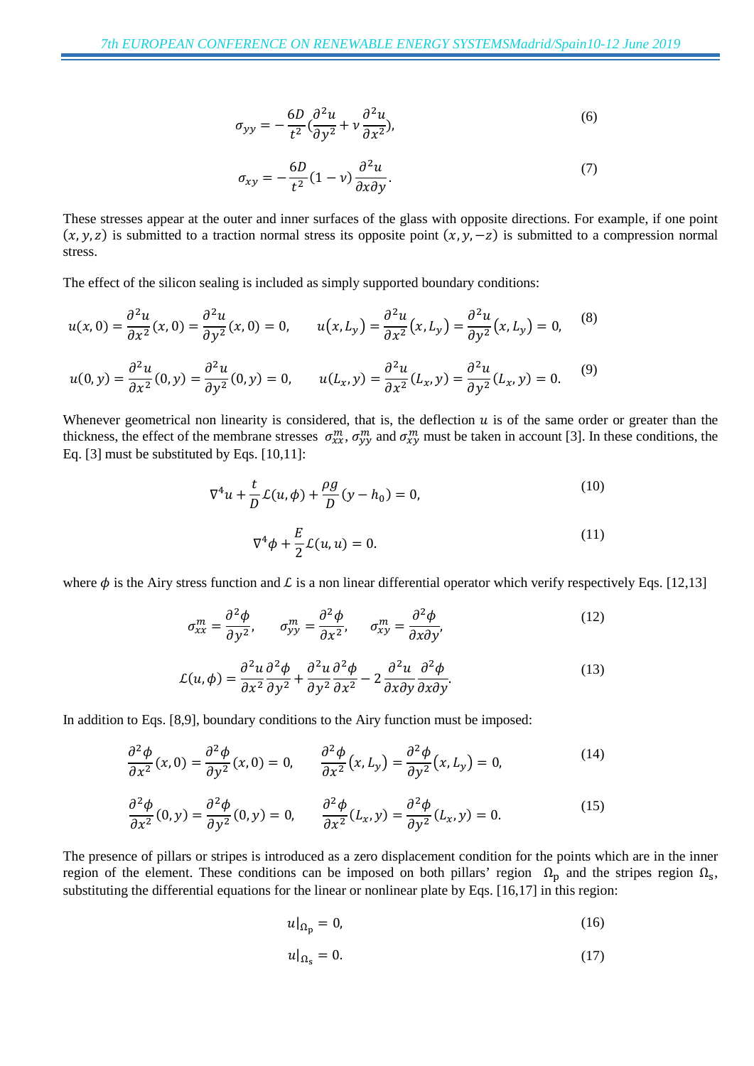$$\sigma_{yy} = -\frac{6D}{t^2}\left(\frac{\partial^2 u}{\partial y^2} + \nu\frac{\partial^2 u}{\partial x^2}\right), \tag{6}$$

$$\sigma_{xy} = -\frac{6D}{t^2}(1-\nu)\frac{\partial^2 u}{\partial x \partial y}. \tag{7}$$

These stresses appear at the outer and inner surfaces of the glass with opposite directions. For example, if one point $(x, y, z)$ is submitted to a traction normal stress its opposite point $(x, y, -z)$ is submitted to a compression normal stress.

The effect of the silicon sealing is included as simply supported boundary conditions:

$$u(x,0) = \frac{\partial^2 u}{\partial x^2}(x,0) = \frac{\partial^2 u}{\partial y^2}(x,0) = 0, \qquad u(x,L_y) = \frac{\partial^2 u}{\partial x^2}(x,L_y) = \frac{\partial^2 u}{\partial y^2}(x,L_y) = 0, \tag{8}$$

$$u(0,y) = \frac{\partial^2 u}{\partial x^2}(0,y) = \frac{\partial^2 u}{\partial y^2}(0,y) = 0, \qquad u(L_x,y) = \frac{\partial^2 u}{\partial x^2}(L_x,y) = \frac{\partial^2 u}{\partial y^2}(L_x,y) = 0. \tag{9}$$

Whenever geometrical non linearity is considered, that is, the deflection $u$ is of the same order or greater than the thickness, the effect of the membrane stresses $\sigma_{xx}^m$, $\sigma_{yy}^m$ and $\sigma_{xy}^m$ must be taken in account [3]. In these conditions, the Eq. [3] must be substituted by Eqs. [10,11]:

$$\nabla^4 u + \frac{t}{D}\mathcal{L}(u,\phi) + \frac{\rho g}{D}(y - h_0) = 0, \tag{10}$$

$$\nabla^4 \phi + \frac{E}{2}\mathcal{L}(u,u) = 0. \tag{11}$$

where $\phi$ is the Airy stress function and $\mathcal{L}$ is a non linear differential operator which verify respectively Eqs. [12,13]

$$\sigma_{xx}^m = \frac{\partial^2 \phi}{\partial y^2}, \qquad \sigma_{yy}^m = \frac{\partial^2 \phi}{\partial x^2}, \qquad \sigma_{xy}^m = \frac{\partial^2 \phi}{\partial x \partial y}, \tag{12}$$

$$\mathcal{L}(u,\phi) = \frac{\partial^2 u}{\partial x^2}\frac{\partial^2 \phi}{\partial y^2} + \frac{\partial^2 u}{\partial y^2}\frac{\partial^2 \phi}{\partial x^2} - 2\frac{\partial^2 u}{\partial x \partial y}\frac{\partial^2 \phi}{\partial x \partial y}. \tag{13}$$

In addition to Eqs. [8,9], boundary conditions to the Airy function must be imposed:

$$\frac{\partial^2 \phi}{\partial x^2}(x,0) = \frac{\partial^2 \phi}{\partial y^2}(x,0) = 0, \qquad \frac{\partial^2 \phi}{\partial x^2}(x,L_y) = \frac{\partial^2 \phi}{\partial y^2}(x,L_y) = 0, \tag{14}$$

$$\frac{\partial^2 \phi}{\partial x^2}(0,y) = \frac{\partial^2 \phi}{\partial y^2}(0,y) = 0, \qquad \frac{\partial^2 \phi}{\partial x^2}(L_x,y) = \frac{\partial^2 \phi}{\partial y^2}(L_x,y) = 0. \tag{15}$$

The presence of pillars or stripes is introduced as a zero displacement condition for the points which are in the inner region of the element. These conditions can be imposed on both pillars' region $\Omega_\mathrm{p}$ and the stripes region $\Omega_\mathrm{s}$, substituting the differential equations for the linear or nonlinear plate by Eqs. [16,17] in this region:

$$u|_{\Omega_\mathrm{p}} = 0, \tag{16}$$

$$u|_{\Omega_\mathrm{s}} = 0. \tag{17}$$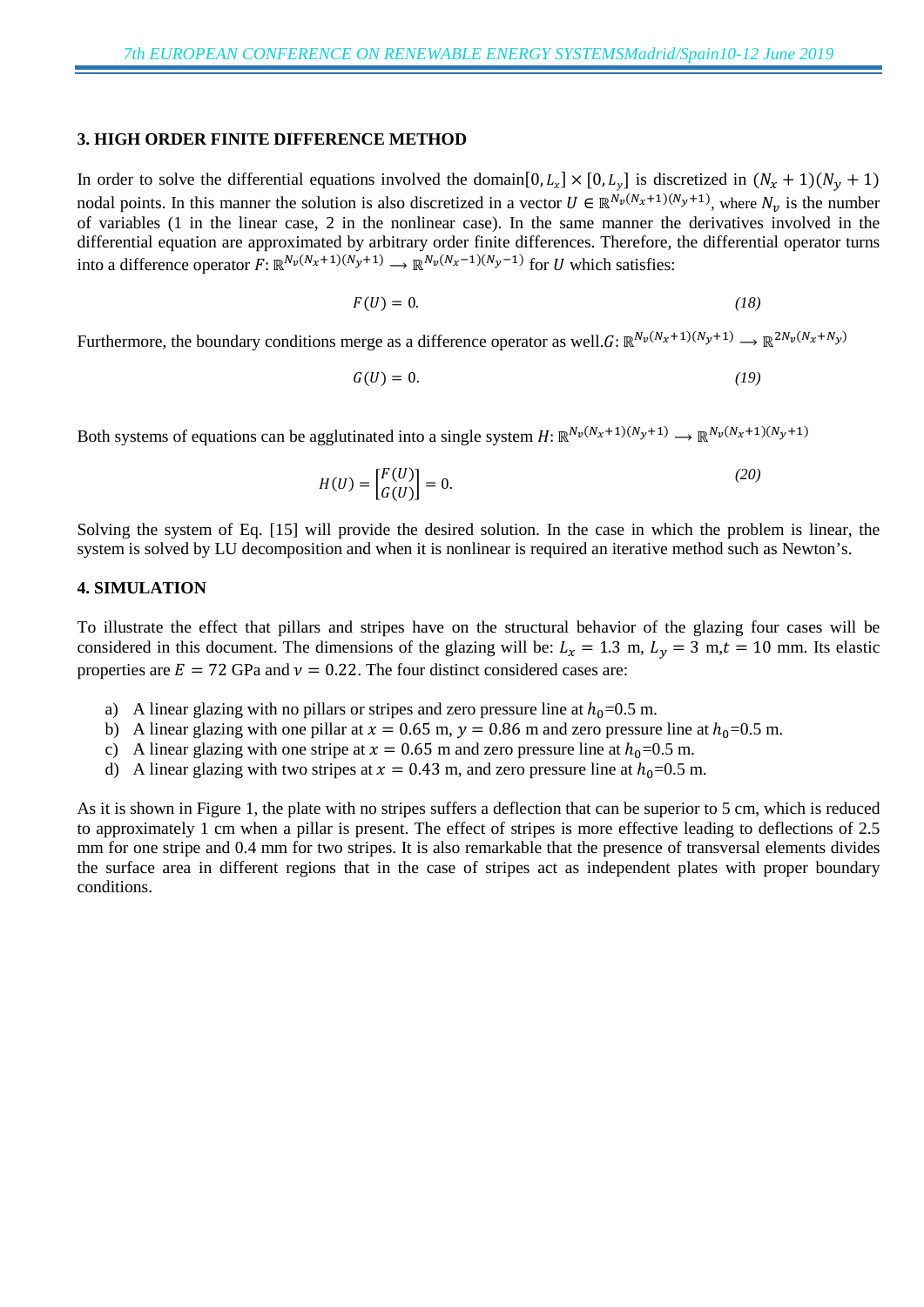## 3. HIGH ORDER FINITE DIFFERENCE METHOD

In order to solve the differential equations involved the domain$[0, L_x] \times [0, L_y]$ is discretized in $(N_x + 1)(N_y + 1)$ nodal points. In this manner the solution is also discretized in a vector $U \in \mathbb{R}^{N_v(N_x+1)(N_y+1)}$, where $N_v$ is the number of variables (1 in the linear case, 2 in the nonlinear case). In the same manner the derivatives involved in the differential equation are approximated by arbitrary order finite differences. Therefore, the differential operator turns into a difference operator $F: \mathbb{R}^{N_v(N_x+1)(N_y+1)} \longrightarrow \mathbb{R}^{N_v(N_x-1)(N_y-1)}$ for $U$ which satisfies:

$$F(U) = 0. \tag{18}$$

Furthermore, the boundary conditions merge as a difference operator as well.$G: \mathbb{R}^{N_v(N_x+1)(N_y+1)} \longrightarrow \mathbb{R}^{2N_v(N_x+N_y)}$

$$G(U) = 0. \tag{19}$$

Both systems of equations can be agglutinated into a single system $H: \mathbb{R}^{N_v(N_x+1)(N_y+1)} \longrightarrow \mathbb{R}^{N_v(N_x+1)(N_y+1)}$

$$H(U) = \begin{bmatrix} F(U) \\ G(U) \end{bmatrix} = 0. \tag{20}$$

Solving the system of Eq. [15] will provide the desired solution. In the case in which the problem is linear, the system is solved by LU decomposition and when it is nonlinear is required an iterative method such as Newton's.

## 4. SIMULATION

To illustrate the effect that pillars and stripes have on the structural behavior of the glazing four cases will be considered in this document. The dimensions of the glazing will be: $L_x = 1.3$ m, $L_y = 3$ m,$t = 10$ mm. Its elastic properties are $E = 72$ GPa and $\nu = 0.22$. The four distinct considered cases are:

a) A linear glazing with no pillars or stripes and zero pressure line at $h_0$=0.5 m.
b) A linear glazing with one pillar at $x = 0.65$ m, $y = 0.86$ m and zero pressure line at $h_0$=0.5 m.
c) A linear glazing with one stripe at $x = 0.65$ m and zero pressure line at $h_0$=0.5 m.
d) A linear glazing with two stripes at $x = 0.43$ m, and zero pressure line at $h_0$=0.5 m.

As it is shown in Figure 1, the plate with no stripes suffers a deflection that can be superior to 5 cm, which is reduced to approximately 1 cm when a pillar is present. The effect of stripes is more effective leading to deflections of 2.5 mm for one stripe and 0.4 mm for two stripes. It is also remarkable that the presence of transversal elements divides the surface area in different regions that in the case of stripes act as independent plates with proper boundary conditions.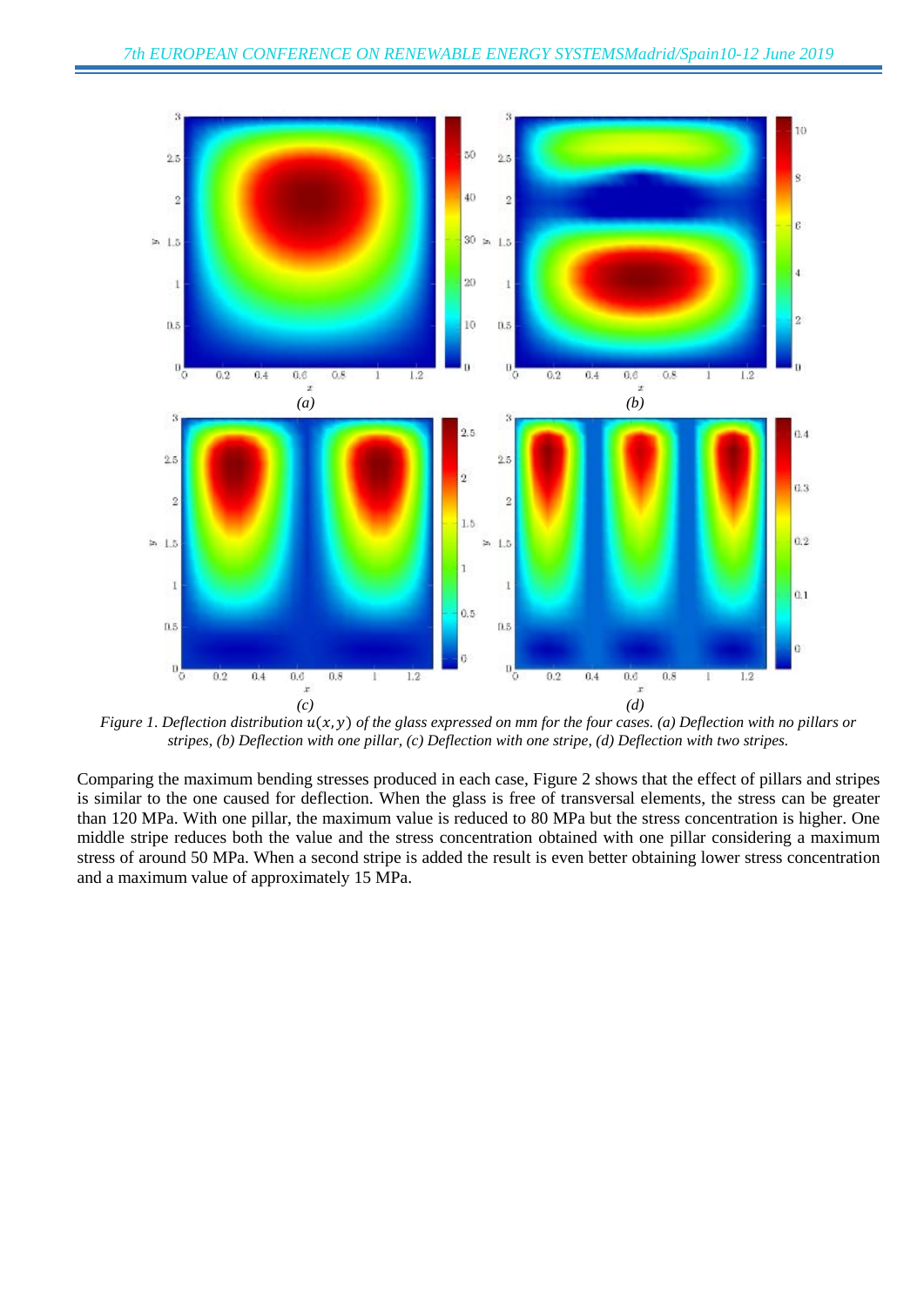Figure 1. Deflection distribution $u(x, y)$ of the glass expressed on mm for the four cases. (a) Deflection with no pillars or stripes, (b) Deflection with one pillar, (c) Deflection with one stripe, (d) Deflection with two stripes.

Comparing the maximum bending stresses produced in each case, Figure 2 shows that the effect of pillars and stripes is similar to the one caused for deflection. When the glass is free of transversal elements, the stress can be greater than 120 MPa. With one pillar, the maximum value is reduced to 80 MPa but the stress concentration is higher. One middle stripe reduces both the value and the stress concentration obtained with one pillar considering a maximum stress of around 50 MPa. When a second stripe is added the result is even better obtaining lower stress concentration and a maximum value of approximately 15 MPa.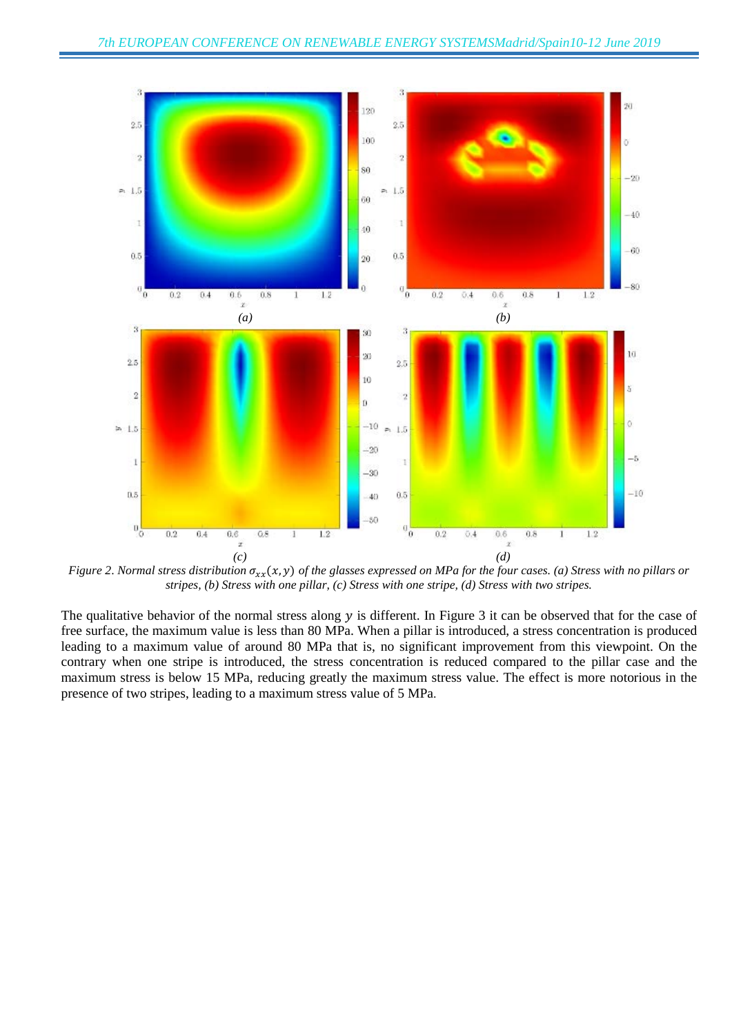*(a)* *(b)*

*(c)* *(d)*

*Figure 2. Normal stress distribution $\sigma_{xx}(x, y)$ of the glasses expressed on MPa for the four cases. (a) Stress with no pillars or stripes, (b) Stress with one pillar, (c) Stress with one stripe, (d) Stress with two stripes.*

The qualitative behavior of the normal stress along $y$ is different. In Figure 3 it can be observed that for the case of free surface, the maximum value is less than 80 MPa. When a pillar is introduced, a stress concentration is produced leading to a maximum value of around 80 MPa that is, no significant improvement from this viewpoint. On the contrary when one stripe is introduced, the stress concentration is reduced compared to the pillar case and the maximum stress is below 15 MPa, reducing greatly the maximum stress value. The effect is more notorious in the presence of two stripes, leading to a maximum stress value of 5 MPa.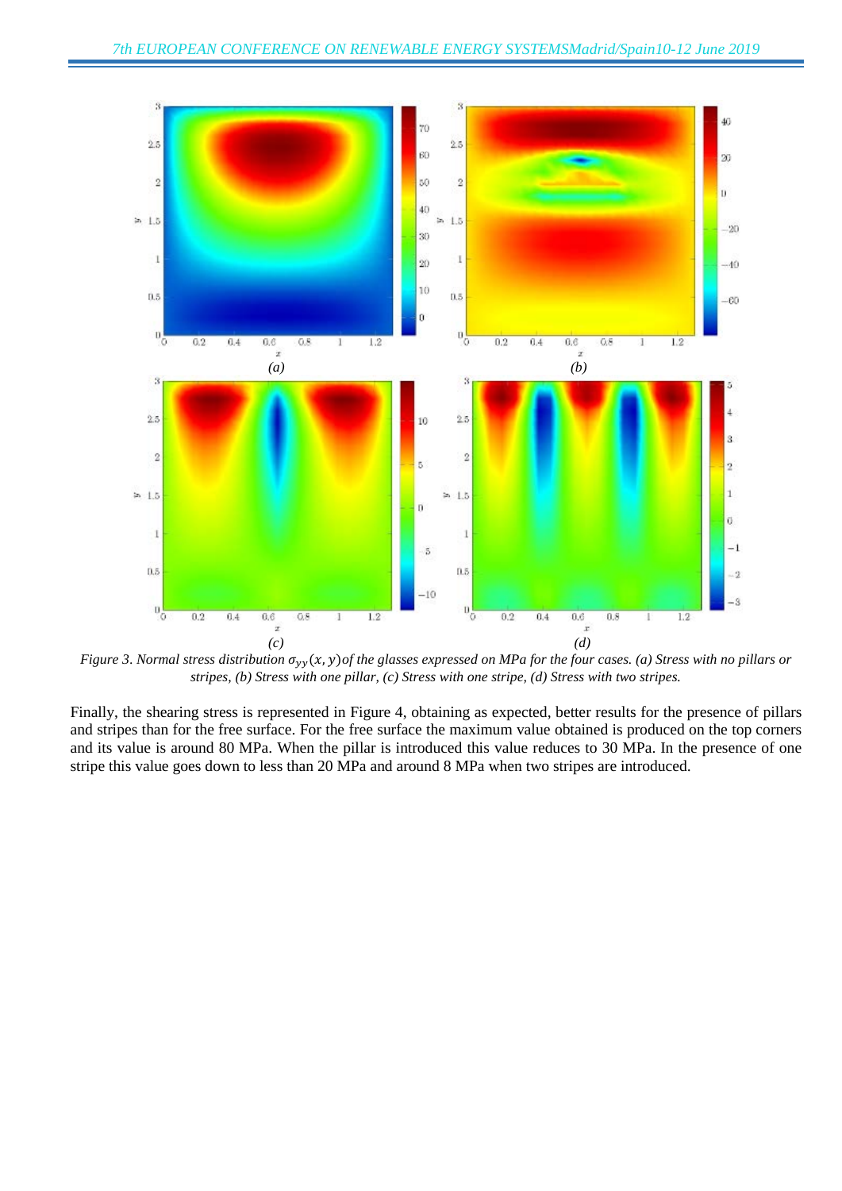*Figure 3. Normal stress distribution $\sigma_{yy}(x, y)$ of the glasses expressed on MPa for the four cases. (a) Stress with no pillars or stripes, (b) Stress with one pillar, (c) Stress with one stripe, (d) Stress with two stripes.*

Finally, the shearing stress is represented in Figure 4, obtaining as expected, better results for the presence of pillars and stripes than for the free surface. For the free surface the maximum value obtained is produced on the top corners and its value is around 80 MPa. When the pillar is introduced this value reduces to 30 MPa. In the presence of one stripe this value goes down to less than 20 MPa and around 8 MPa when two stripes are introduced.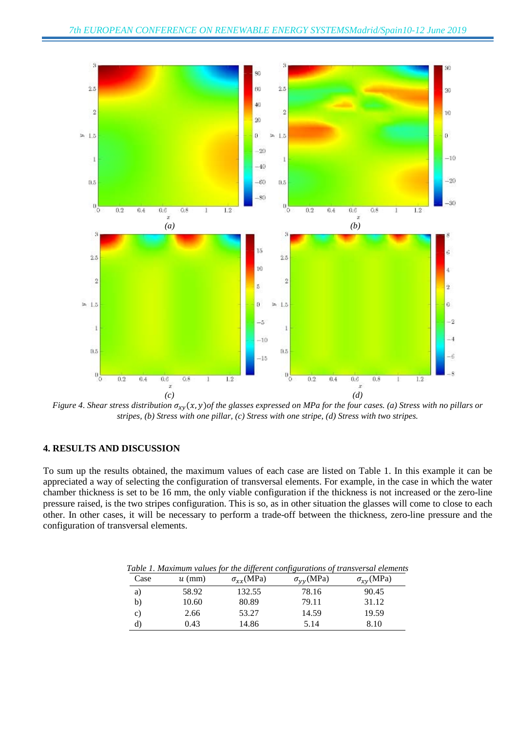*Figure 4. Shear stress distribution $\sigma_{xy}(x, y)$of the glasses expressed on MPa for the four cases. (a) Stress with no pillars or stripes, (b) Stress with one pillar, (c) Stress with one stripe, (d) Stress with two stripes.*

## 4. RESULTS AND DISCUSSION

To sum up the results obtained, the maximum values of each case are listed on Table 1. In this example it can be appreciated a way of selecting the configuration of transversal elements. For example, in the case in which the water chamber thickness is set to be 16 mm, the only viable configuration if the thickness is not increased or the zero-line pressure raised, is the two stripes configuration. This is so, as in other situation the glasses will come to close to each other. In other cases, it will be necessary to perform a trade-off between the thickness, zero-line pressure and the configuration of transversal elements.

*Table 1. Maximum values for the different configurations of transversal elements*

| Case | $u$ (mm) | $\sigma_{xx}$(MPa) | $\sigma_{yy}$(MPa) | $\sigma_{xy}$(MPa) |
|---|---|---|---|---|
| a) | 58.92 | 132.55 | 78.16 | 90.45 |
| b) | 10.60 | 80.89 | 79.11 | 31.12 |
| c) | 2.66 | 53.27 | 14.59 | 19.59 |
| d) | 0.43 | 14.86 | 5.14 | 8.10 |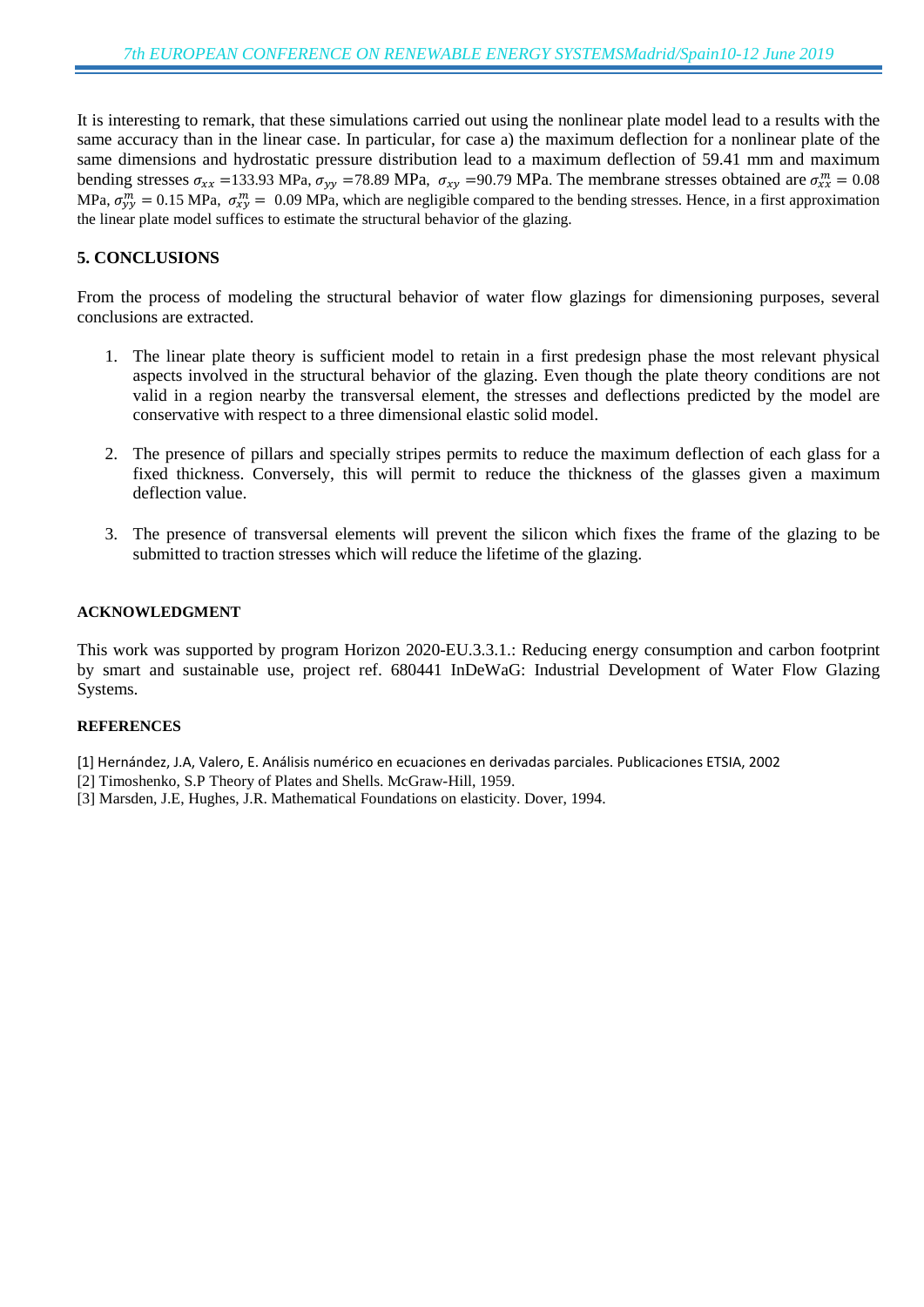It is interesting to remark, that these simulations carried out using the nonlinear plate model lead to a results with the same accuracy than in the linear case. In particular, for case a) the maximum deflection for a nonlinear plate of the same dimensions and hydrostatic pressure distribution lead to a maximum deflection of 59.41 mm and maximum bending stresses $\sigma_{xx}$ =133.93 MPa, $\sigma_{yy}$ =78.89 MPa, $\sigma_{xy}$ =90.79 MPa. The membrane stresses obtained are $\sigma_{xx}^m = 0.08$ MPa, $\sigma_{yy}^m = 0.15$ MPa, $\sigma_{xy}^m = 0.09$ MPa, which are negligible compared to the bending stresses. Hence, in a first approximation the linear plate model suffices to estimate the structural behavior of the glazing.

## 5. CONCLUSIONS

From the process of modeling the structural behavior of water flow glazings for dimensioning purposes, several conclusions are extracted.

1. The linear plate theory is sufficient model to retain in a first predesign phase the most relevant physical aspects involved in the structural behavior of the glazing. Even though the plate theory conditions are not valid in a region nearby the transversal element, the stresses and deflections predicted by the model are conservative with respect to a three dimensional elastic solid model.

2. The presence of pillars and specially stripes permits to reduce the maximum deflection of each glass for a fixed thickness. Conversely, this will permit to reduce the thickness of the glasses given a maximum deflection value.

3. The presence of transversal elements will prevent the silicon which fixes the frame of the glazing to be submitted to traction stresses which will reduce the lifetime of the glazing.

#### ACKNOWLEDGMENT

This work was supported by program Horizon 2020-EU.3.3.1.: Reducing energy consumption and carbon footprint by smart and sustainable use, project ref. 680441 InDeWaG: Industrial Development of Water Flow Glazing Systems.

#### REFERENCES

[1] Hernández, J.A, Valero, E. Análisis numérico en ecuaciones en derivadas parciales. Publicaciones ETSIA, 2002

[2] Timoshenko, S.P Theory of Plates and Shells. McGraw-Hill, 1959.

[3] Marsden, J.E, Hughes, J.R. Mathematical Foundations on elasticity. Dover, 1994.